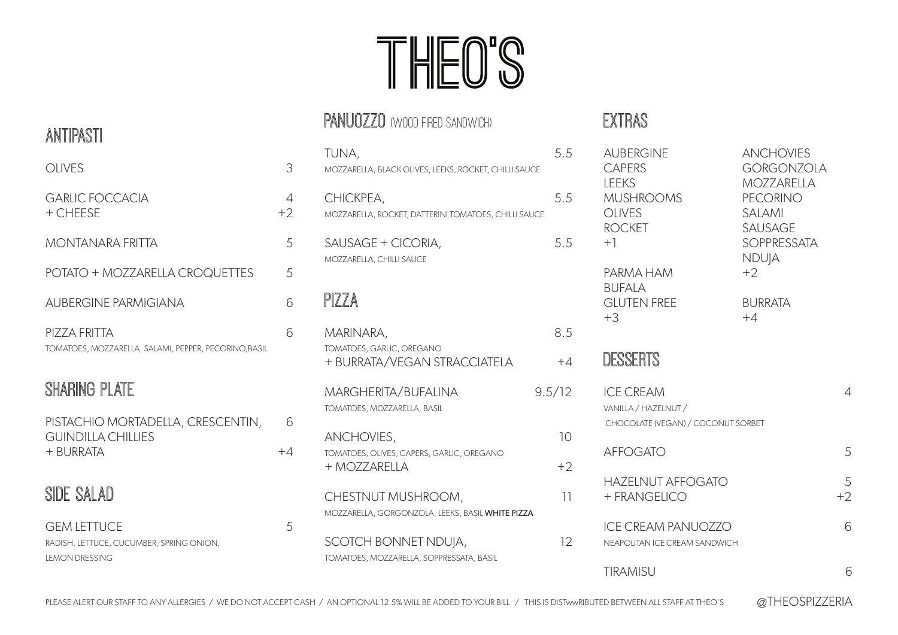# THEO'S

## ANTIPASTI

| Item | Price |
|---|---|
| OLIVES | 3 |
| GARLIC FOCCACIA | 4 |
| + CHEESE | +2 |
| MONTANARA FRITTA | 5 |
| POTATO + MOZZARELLA CROQUETTES | 5 |
| AUBERGINE PARMIGIANA | 6 |
| PIZZA FRITTA<br>TOMATOES, MOZZARELLA, SALAMI, PEPPER, PECORINO,BASIL | 6 |

## SHARING PLATE

| Item | Price |
|---|---|
| PISTACHIO MORTADELLA, CRESCENTIN, GUINDILLA CHILLIES | 6 |
| + BURRATA | +4 |

## SIDE SALAD

| Item | Price |
|---|---|
| GEM LETTUCE<br>RADISH, LETTUCE, CUCUMBER, SPRING ONION, LEMON DRESSING | 5 |

## PANUOZZO (WOOD FIRED SANDWICH)

| Item | Price |
|---|---|
| TUNA,<br>MOZZARELLA, BLACK OLIVES, LEEKS, ROCKET, CHILLI SAUCE | 5.5 |
| CHICKPEA,<br>MOZZARELLA, ROCKET, DATTERINI TOMATOES, CHILLI SAUCE | 5.5 |
| SAUSAGE + CICORIA,<br>MOZZARELLA, CHILLI SAUCE | 5.5 |

## PIZZA

| Item | Price |
|---|---|
| MARINARA,<br>TOMATOES, GARLIC, OREGANO | 8.5 |
| + BURRATA/VEGAN STRACCIATELA | +4 |
| MARGHERITA/BUFALINA<br>TOMATOES, MOZZARELLA, BASIL | 9.5/12 |
| ANCHOVIES,<br>TOMATOES, OLIVES, CAPERS, GARLIC, OREGANO | 10 |
| + MOZZARELLA | +2 |
| CHESTNUT MUSHROOM,<br>MOZZARELLA, GORGONZOLA, LEEKS, BASIL **WHITE PIZZA** | 11 |
| SCOTCH BONNET NDUJA,<br>TOMATOES, MOZZARELLA, SOPPRESSATA, BASIL | 12 |

## EXTRAS

AUBERGINE
CAPERS
LEEKS
MUSHROOMS
OLIVES
ROCKET
ANCHOVIES
GORGONZOLA
MOZZARELLA
PECORINO
SALAMI
SAUSAGE
SOPPRESSATA
NDUJA
+1

PARMA HAM
BUFALA
+2

GLUTEN FREE
+3

BURRATA
+4

## DESSERTS

| Item | Price |
|---|---|
| ICE CREAM<br>VANILLA / HAZELNUT / CHOCOLATE (VEGAN) / COCONUT SORBET | 4 |
| AFFOGATO | 5 |
| HAZELNUT AFFOGATO | 5 |
| + FRANGELICO | +2 |
| ICE CREAM PANUOZZO<br>NEAPOLITAN ICE CREAM SANDWICH | 6 |
| TIRAMISU | 6 |

PLEASE ALERT OUR STAFF TO ANY ALLERGIES / WE DO NOT ACCEPT CASH / AN OPTIONAL 12.5% WILL BE ADDED TO YOUR BILL / THIS IS DISTwwRIBUTED BETWEEN ALL STAFF AT THEO'S

@THEOSPIZZERIA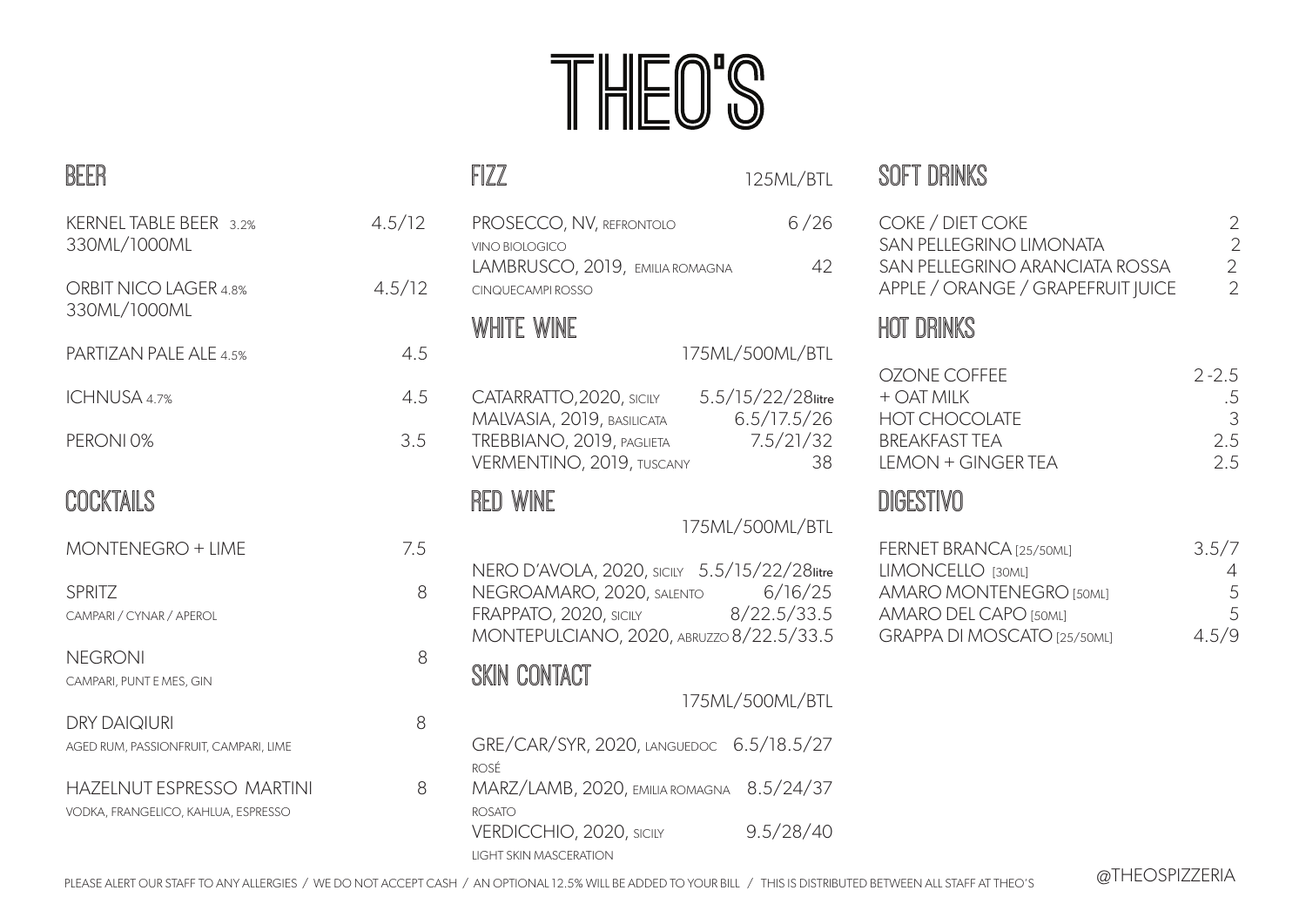# THEO'S

## BEER

| | |
|---|---|
| KERNEL TABLE BEER 3.2% 330ML/1000ML | 4.5/12 |
| ORBIT NICO LAGER 4.8% 330ML/1000ML | 4.5/12 |
| PARTIZAN PALE ALE 4.5% | 4.5 |
| ICHNUSA 4.7% | 4.5 |
| PERONI 0% | 3.5 |

## COCKTAILS

| | |
|---|---|
| MONTENEGRO + LIME | 7.5 |
| SPRITZ<br>CAMPARI / CYNAR / APEROL | 8 |
| NEGRONI<br>CAMPARI, PUNT E MES, GIN | 8 |
| DRY DAIQIURI<br>AGED RUM, PASSIONFRUIT, CAMPARI, LIME | 8 |
| HAZELNUT ESPRESSO MARTINI<br>VODKA, FRANGELICO, KAHLUA, ESPRESSO | 8 |

## FIZZ

| | 125ML/BTL |
|---|---|
| PROSECCO, NV, REFRONTOLO<br>VINO BIOLOGICO | 6 /26 |
| LAMBRUSCO, 2019, EMILIA ROMAGNA<br>CINQUECAMPI ROSSO | 42 |

## WHITE WINE

| | 175ML/500ML/BTL |
|---|---|
| CATARRATTO,2020, SICILY | 5.5/15/22/28litre |
| MALVASIA, 2019, BASILICATA | 6.5/17.5/26 |
| TREBBIANO, 2019, PAGLIETA | 7.5/21/32 |
| VERMENTINO, 2019, TUSCANY | 38 |

## RED WINE

| | 175ML/500ML/BTL |
|---|---|
| NERO D'AVOLA, 2020, SICILY | 5.5/15/22/28litre |
| NEGROAMARO, 2020, SALENTO | 6/16/25 |
| FRAPPATO, 2020, SICILY | 8/22.5/33.5 |
| MONTEPULCIANO, 2020, ABRUZZO | 8/22.5/33.5 |

## SKIN CONTACT

| | 175ML/500ML/BTL |
|---|---|
| GRE/CAR/SYR, 2020, LANGUEDOC<br>ROSÉ | 6.5/18.5/27 |
| MARZ/LAMB, 2020, EMILIA ROMAGNA<br>ROSATO | 8.5/24/37 |
| VERDICCHIO, 2020, SICILY<br>LIGHT SKIN MASCERATION | 9.5/28/40 |

## SOFT DRINKS

| | |
|---|---|
| COKE / DIET COKE | 2 |
| SAN PELLEGRINO LIMONATA | 2 |
| SAN PELLEGRINO ARANCIATA ROSSA | 2 |
| APPLE / ORANGE / GRAPEFRUIT JUICE | 2 |

## HOT DRINKS

| | |
|---|---|
| OZONE COFFEE | 2 -2.5 |
| + OAT MILK | .5 |
| HOT CHOCOLATE | 3 |
| BREAKFAST TEA | 2.5 |
| LEMON + GINGER TEA | 2.5 |

## DIGESTIVO

| | |
|---|---|
| FERNET BRANCA [25/50ML] | 3.5/7 |
| LIMONCELLO [30ML] | 4 |
| AMARO MONTENEGRO [50ML] | 5 |
| AMARO DEL CAPO [50ML] | 5 |
| GRAPPA DI MOSCATO [25/50ML] | 4.5/9 |

PLEASE ALERT OUR STAFF TO ANY ALLERGIES / WE DO NOT ACCEPT CASH / AN OPTIONAL 12.5% WILL BE ADDED TO YOUR BILL / THIS IS DISTRIBUTED BETWEEN ALL STAFF AT THEO'S

@THEOSPIZZERIA